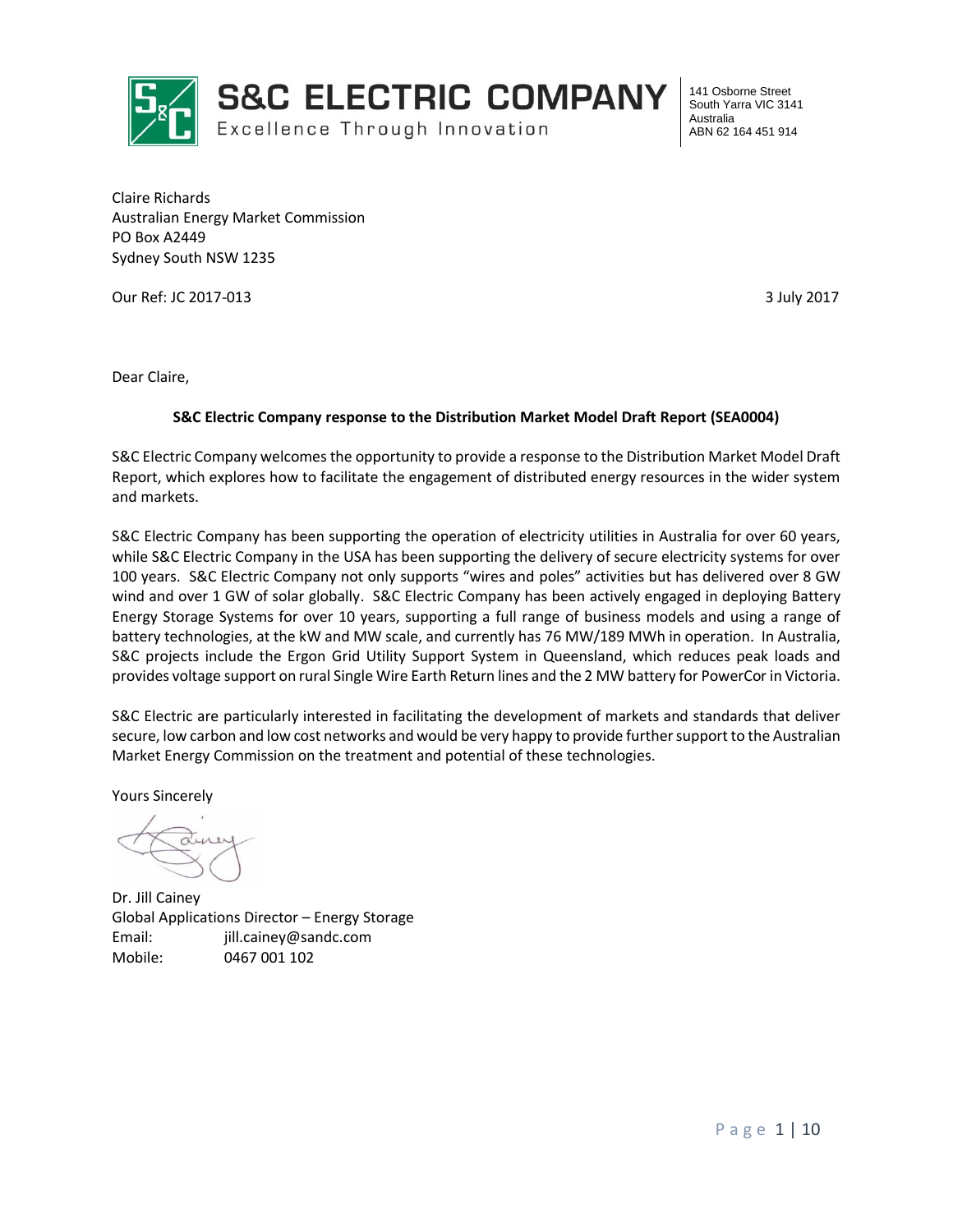**S&C ELECTRIC COMPANY**
Excellence Through Innovation

141 Osborne Street
South Yarra VIC 3141
Australia
ABN 62 164 451 914

Claire Richards
Australian Energy Market Commission
PO Box A2449
Sydney South NSW 1235

Our Ref: JC 2017-013

3 July 2017

Dear Claire,

**S&C Electric Company response to the Distribution Market Model Draft Report (SEA0004)**

S&C Electric Company welcomes the opportunity to provide a response to the Distribution Market Model Draft Report, which explores how to facilitate the engagement of distributed energy resources in the wider system and markets.

S&C Electric Company has been supporting the operation of electricity utilities in Australia for over 60 years, while S&C Electric Company in the USA has been supporting the delivery of secure electricity systems for over 100 years. S&C Electric Company not only supports "wires and poles" activities but has delivered over 8 GW wind and over 1 GW of solar globally. S&C Electric Company has been actively engaged in deploying Battery Energy Storage Systems for over 10 years, supporting a full range of business models and using a range of battery technologies, at the kW and MW scale, and currently has 76 MW/189 MWh in operation. In Australia, S&C projects include the Ergon Grid Utility Support System in Queensland, which reduces peak loads and provides voltage support on rural Single Wire Earth Return lines and the 2 MW battery for PowerCor in Victoria.

S&C Electric are particularly interested in facilitating the development of markets and standards that deliver secure, low carbon and low cost networks and would be very happy to provide further support to the Australian Market Energy Commission on the treatment and potential of these technologies.

Yours Sincerely

Dr. Jill Cainey
Global Applications Director – Energy Storage
Email: jill.cainey@sandc.com
Mobile: 0467 001 102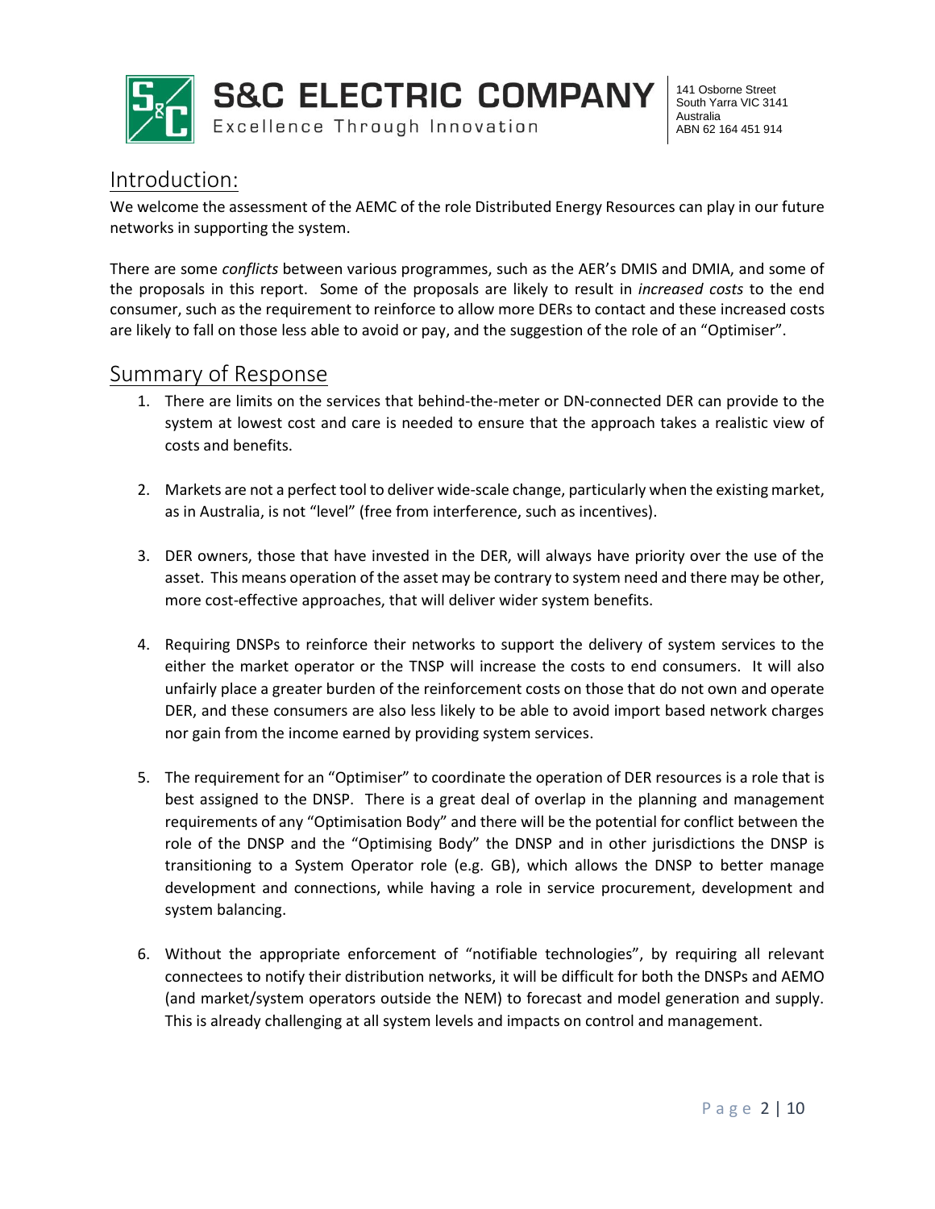## Introduction:

We welcome the assessment of the AEMC of the role Distributed Energy Resources can play in our future networks in supporting the system.

There are some *conflicts* between various programmes, such as the AER's DMIS and DMIA, and some of the proposals in this report. Some of the proposals are likely to result in *increased costs* to the end consumer, such as the requirement to reinforce to allow more DERs to contact and these increased costs are likely to fall on those less able to avoid or pay, and the suggestion of the role of an "Optimiser".

## Summary of Response

1. There are limits on the services that behind-the-meter or DN-connected DER can provide to the system at lowest cost and care is needed to ensure that the approach takes a realistic view of costs and benefits.

2. Markets are not a perfect tool to deliver wide-scale change, particularly when the existing market, as in Australia, is not "level" (free from interference, such as incentives).

3. DER owners, those that have invested in the DER, will always have priority over the use of the asset. This means operation of the asset may be contrary to system need and there may be other, more cost-effective approaches, that will deliver wider system benefits.

4. Requiring DNSPs to reinforce their networks to support the delivery of system services to the either the market operator or the TNSP will increase the costs to end consumers. It will also unfairly place a greater burden of the reinforcement costs on those that do not own and operate DER, and these consumers are also less likely to be able to avoid import based network charges nor gain from the income earned by providing system services.

5. The requirement for an "Optimiser" to coordinate the operation of DER resources is a role that is best assigned to the DNSP. There is a great deal of overlap in the planning and management requirements of any "Optimisation Body" and there will be the potential for conflict between the role of the DNSP and the "Optimising Body" the DNSP and in other jurisdictions the DNSP is transitioning to a System Operator role (e.g. GB), which allows the DNSP to better manage development and connections, while having a role in service procurement, development and system balancing.

6. Without the appropriate enforcement of "notifiable technologies", by requiring all relevant connectees to notify their distribution networks, it will be difficult for both the DNSPs and AEMO (and market/system operators outside the NEM) to forecast and model generation and supply. This is already challenging at all system levels and impacts on control and management.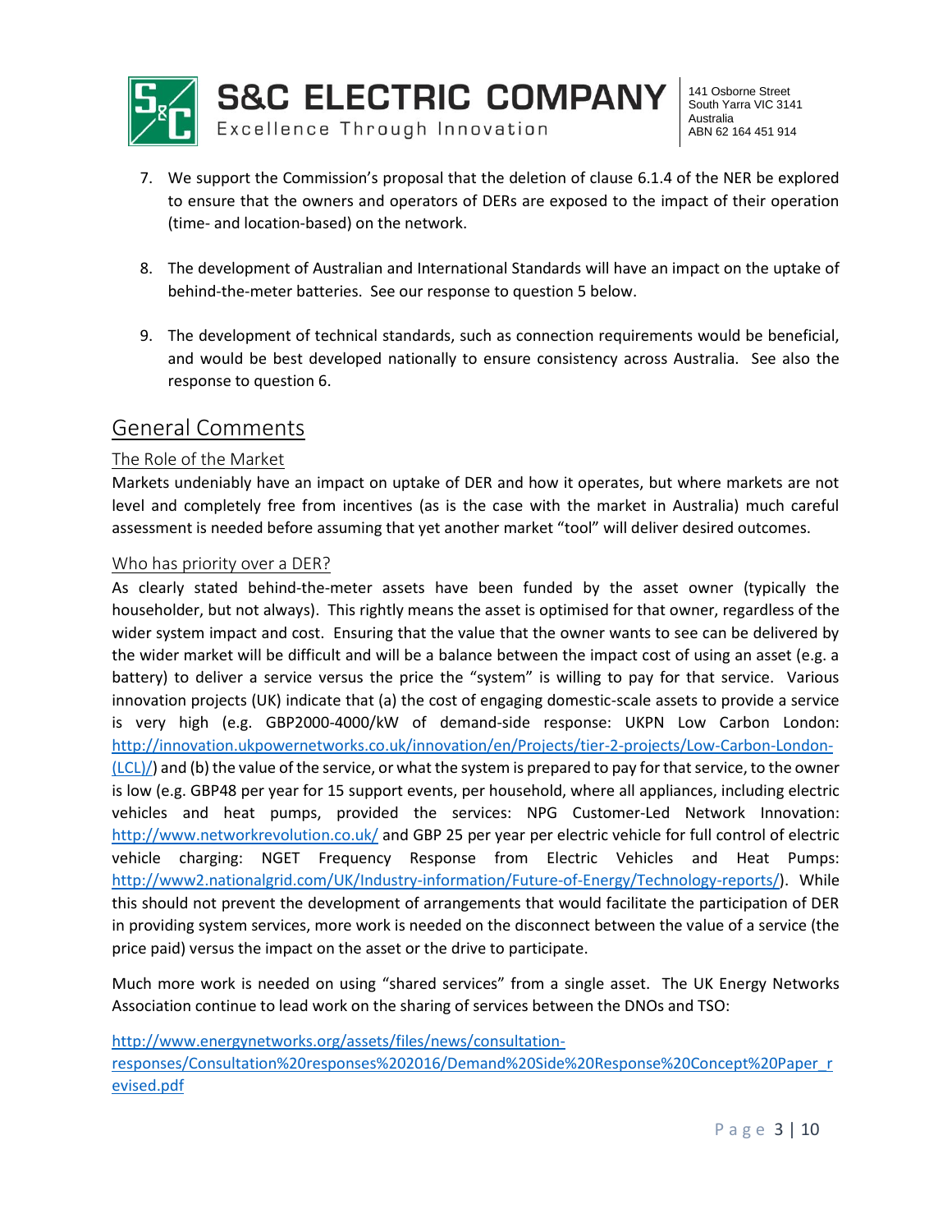7. We support the Commission's proposal that the deletion of clause 6.1.4 of the NER be explored to ensure that the owners and operators of DERs are exposed to the impact of their operation (time- and location-based) on the network.

8. The development of Australian and International Standards will have an impact on the uptake of behind-the-meter batteries. See our response to question 5 below.

9. The development of technical standards, such as connection requirements would be beneficial, and would be best developed nationally to ensure consistency across Australia. See also the response to question 6.

## General Comments

### The Role of the Market

Markets undeniably have an impact on uptake of DER and how it operates, but where markets are not level and completely free from incentives (as is the case with the market in Australia) much careful assessment is needed before assuming that yet another market "tool" will deliver desired outcomes.

### Who has priority over a DER?

As clearly stated behind-the-meter assets have been funded by the asset owner (typically the householder, but not always). This rightly means the asset is optimised for that owner, regardless of the wider system impact and cost. Ensuring that the value that the owner wants to see can be delivered by the wider market will be difficult and will be a balance between the impact cost of using an asset (e.g. a battery) to deliver a service versus the price the "system" is willing to pay for that service. Various innovation projects (UK) indicate that (a) the cost of engaging domestic-scale assets to provide a service is very high (e.g. GBP2000-4000/kW of demand-side response: UKPN Low Carbon London: http://innovation.ukpowernetworks.co.uk/innovation/en/Projects/tier-2-projects/Low-Carbon-London-(LCL)/) and (b) the value of the service, or what the system is prepared to pay for that service, to the owner is low (e.g. GBP48 per year for 15 support events, per household, where all appliances, including electric vehicles and heat pumps, provided the services: NPG Customer-Led Network Innovation: http://www.networkrevolution.co.uk/ and GBP 25 per year per electric vehicle for full control of electric vehicle charging: NGET Frequency Response from Electric Vehicles and Heat Pumps: http://www2.nationalgrid.com/UK/Industry-information/Future-of-Energy/Technology-reports/). While this should not prevent the development of arrangements that would facilitate the participation of DER in providing system services, more work is needed on the disconnect between the value of a service (the price paid) versus the impact on the asset or the drive to participate.

Much more work is needed on using "shared services" from a single asset. The UK Energy Networks Association continue to lead work on the sharing of services between the DNOs and TSO:

http://www.energynetworks.org/assets/files/news/consultation-responses/Consultation%20responses%202016/Demand%20Side%20Response%20Concept%20Paper_revised.pdf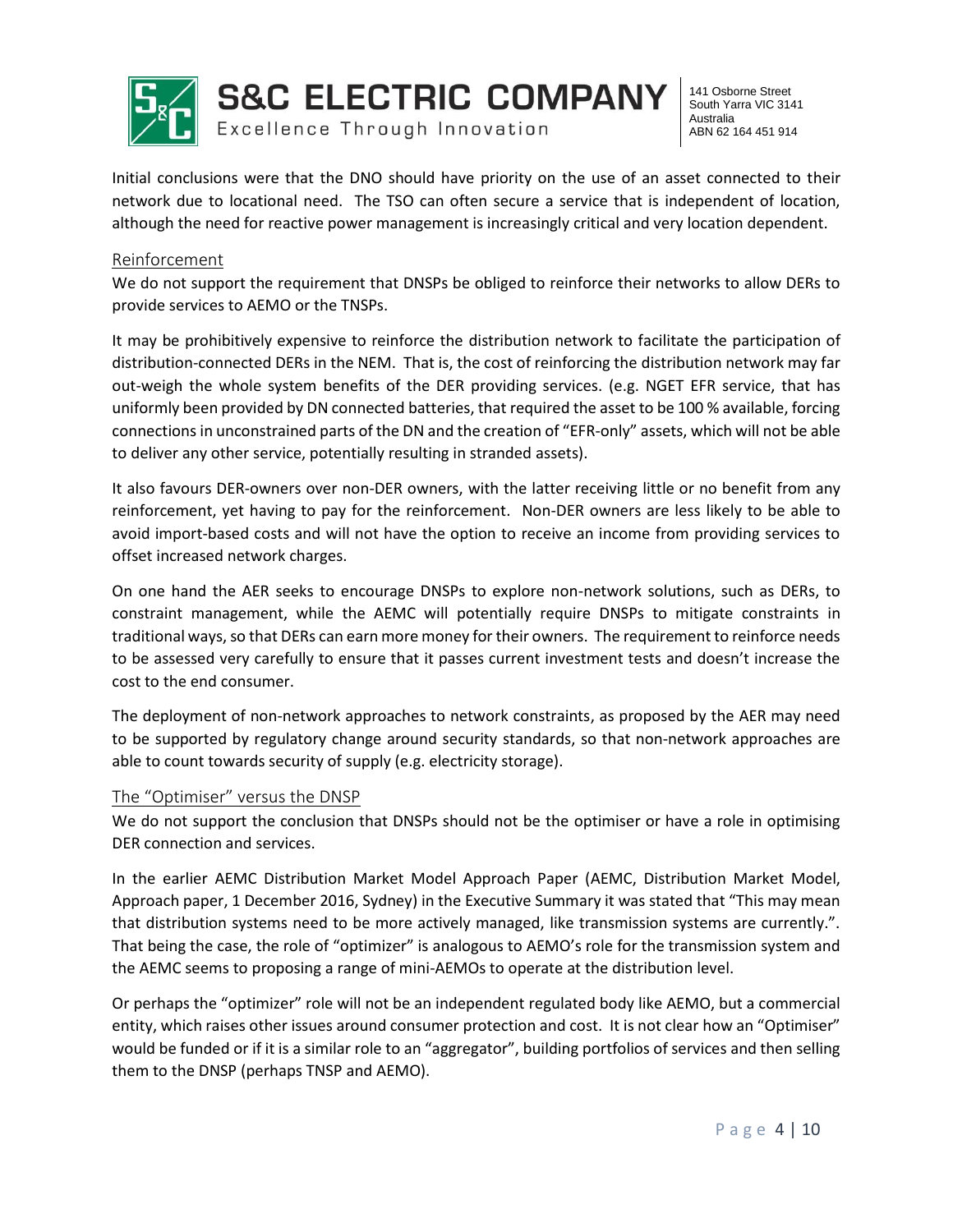Initial conclusions were that the DNO should have priority on the use of an asset connected to their network due to locational need. The TSO can often secure a service that is independent of location, although the need for reactive power management is increasingly critical and very location dependent.

## Reinforcement

We do not support the requirement that DNSPs be obliged to reinforce their networks to allow DERs to provide services to AEMO or the TNSPs.

It may be prohibitively expensive to reinforce the distribution network to facilitate the participation of distribution-connected DERs in the NEM. That is, the cost of reinforcing the distribution network may far out-weigh the whole system benefits of the DER providing services. (e.g. NGET EFR service, that has uniformly been provided by DN connected batteries, that required the asset to be 100 % available, forcing connections in unconstrained parts of the DN and the creation of "EFR-only" assets, which will not be able to deliver any other service, potentially resulting in stranded assets).

It also favours DER-owners over non-DER owners, with the latter receiving little or no benefit from any reinforcement, yet having to pay for the reinforcement. Non-DER owners are less likely to be able to avoid import-based costs and will not have the option to receive an income from providing services to offset increased network charges.

On one hand the AER seeks to encourage DNSPs to explore non-network solutions, such as DERs, to constraint management, while the AEMC will potentially require DNSPs to mitigate constraints in traditional ways, so that DERs can earn more money for their owners. The requirement to reinforce needs to be assessed very carefully to ensure that it passes current investment tests and doesn't increase the cost to the end consumer.

The deployment of non-network approaches to network constraints, as proposed by the AER may need to be supported by regulatory change around security standards, so that non-network approaches are able to count towards security of supply (e.g. electricity storage).

## The "Optimiser" versus the DNSP

We do not support the conclusion that DNSPs should not be the optimiser or have a role in optimising DER connection and services.

In the earlier AEMC Distribution Market Model Approach Paper (AEMC, Distribution Market Model, Approach paper, 1 December 2016, Sydney) in the Executive Summary it was stated that "This may mean that distribution systems need to be more actively managed, like transmission systems are currently.". That being the case, the role of "optimizer" is analogous to AEMO's role for the transmission system and the AEMC seems to proposing a range of mini-AEMOs to operate at the distribution level.

Or perhaps the "optimizer" role will not be an independent regulated body like AEMO, but a commercial entity, which raises other issues around consumer protection and cost. It is not clear how an "Optimiser" would be funded or if it is a similar role to an "aggregator", building portfolios of services and then selling them to the DNSP (perhaps TNSP and AEMO).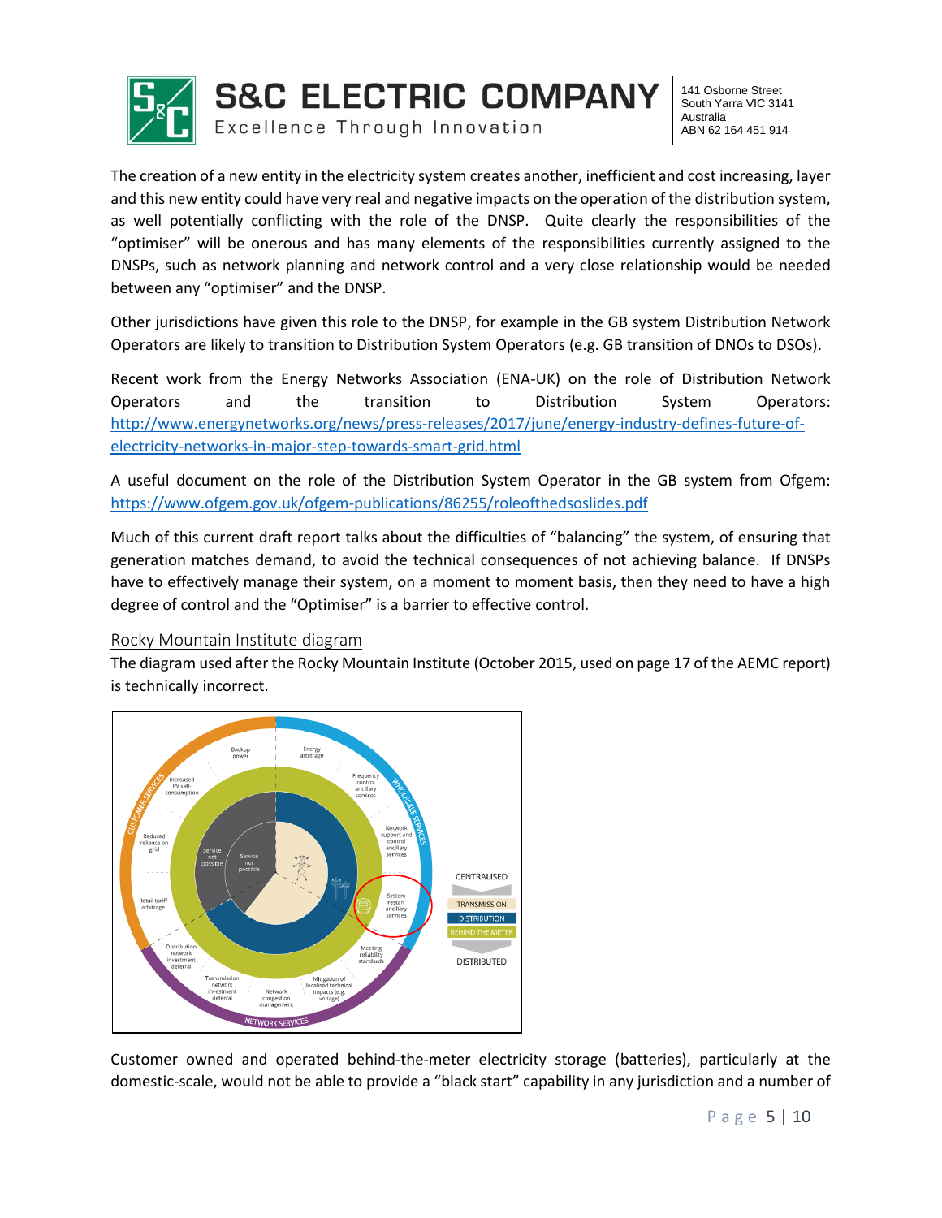The creation of a new entity in the electricity system creates another, inefficient and cost increasing, layer and this new entity could have very real and negative impacts on the operation of the distribution system, as well potentially conflicting with the role of the DNSP. Quite clearly the responsibilities of the "optimiser" will be onerous and has many elements of the responsibilities currently assigned to the DNSPs, such as network planning and network control and a very close relationship would be needed between any "optimiser" and the DNSP.

Other jurisdictions have given this role to the DNSP, for example in the GB system Distribution Network Operators are likely to transition to Distribution System Operators (e.g. GB transition of DNOs to DSOs).

Recent work from the Energy Networks Association (ENA-UK) on the role of Distribution Network Operators and the transition to Distribution System Operators: http://www.energynetworks.org/news/press-releases/2017/june/energy-industry-defines-future-of-electricity-networks-in-major-step-towards-smart-grid.html

A useful document on the role of the Distribution System Operator in the GB system from Ofgem: https://www.ofgem.gov.uk/ofgem-publications/86255/roleofthedsoslides.pdf

Much of this current draft report talks about the difficulties of "balancing" the system, of ensuring that generation matches demand, to avoid the technical consequences of not achieving balance. If DNSPs have to effectively manage their system, on a moment to moment basis, then they need to have a high degree of control and the "Optimiser" is a barrier to effective control.

## Rocky Mountain Institute diagram

The diagram used after the Rocky Mountain Institute (October 2015, used on page 17 of the AEMC report) is technically incorrect.

Customer owned and operated behind-the-meter electricity storage (batteries), particularly at the domestic-scale, would not be able to provide a "black start" capability in any jurisdiction and a number of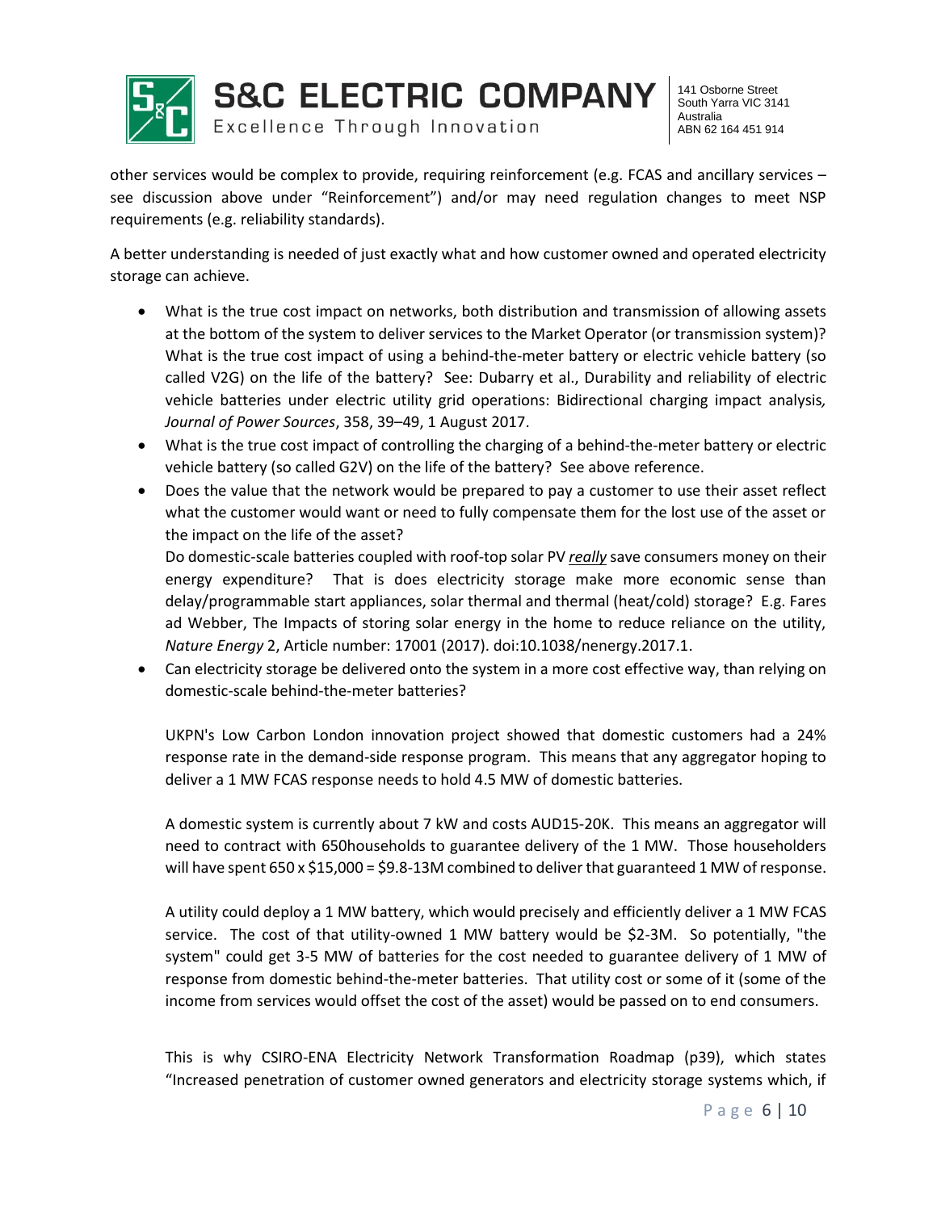other services would be complex to provide, requiring reinforcement (e.g. FCAS and ancillary services – see discussion above under "Reinforcement") and/or may need regulation changes to meet NSP requirements (e.g. reliability standards).

A better understanding is needed of just exactly what and how customer owned and operated electricity storage can achieve.

- What is the true cost impact on networks, both distribution and transmission of allowing assets at the bottom of the system to deliver services to the Market Operator (or transmission system)? What is the true cost impact of using a behind-the-meter battery or electric vehicle battery (so called V2G) on the life of the battery? See: Dubarry et al., Durability and reliability of electric vehicle batteries under electric utility grid operations: Bidirectional charging impact analysis, *Journal of Power Sources*, 358, 39–49, 1 August 2017.
- What is the true cost impact of controlling the charging of a behind-the-meter battery or electric vehicle battery (so called G2V) on the life of the battery? See above reference.
- Does the value that the network would be prepared to pay a customer to use their asset reflect what the customer would want or need to fully compensate them for the lost use of the asset or the impact on the life of the asset?

  Do domestic-scale batteries coupled with roof-top solar PV ***really*** save consumers money on their energy expenditure? That is does electricity storage make more economic sense than delay/programmable start appliances, solar thermal and thermal (heat/cold) storage? E.g. Fares ad Webber, The Impacts of storing solar energy in the home to reduce reliance on the utility, *Nature Energy* 2, Article number: 17001 (2017). doi:10.1038/nenergy.2017.1.
- Can electricity storage be delivered onto the system in a more cost effective way, than relying on domestic-scale behind-the-meter batteries?

  UKPN's Low Carbon London innovation project showed that domestic customers had a 24% response rate in the demand-side response program. This means that any aggregator hoping to deliver a 1 MW FCAS response needs to hold 4.5 MW of domestic batteries.

  A domestic system is currently about 7 kW and costs AUD15-20K. This means an aggregator will need to contract with 650households to guarantee delivery of the 1 MW. Those householders will have spent 650 x $15,000 = $9.8-13M combined to deliver that guaranteed 1 MW of response.

  A utility could deploy a 1 MW battery, which would precisely and efficiently deliver a 1 MW FCAS service. The cost of that utility-owned 1 MW battery would be $2-3M. So potentially, "the system" could get 3-5 MW of batteries for the cost needed to guarantee delivery of 1 MW of response from domestic behind-the-meter batteries. That utility cost or some of it (some of the income from services would offset the cost of the asset) would be passed on to end consumers.

  This is why CSIRO-ENA Electricity Network Transformation Roadmap (p39), which states "Increased penetration of customer owned generators and electricity storage systems which, if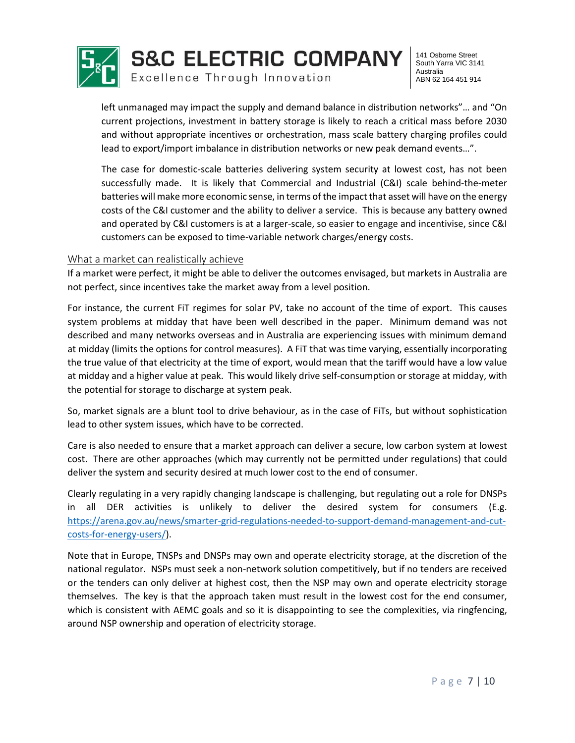left unmanaged may impact the supply and demand balance in distribution networks"… and "On current projections, investment in battery storage is likely to reach a critical mass before 2030 and without appropriate incentives or orchestration, mass scale battery charging profiles could lead to export/import imbalance in distribution networks or new peak demand events…".

The case for domestic-scale batteries delivering system security at lowest cost, has not been successfully made. It is likely that Commercial and Industrial (C&I) scale behind-the-meter batteries will make more economic sense, in terms of the impact that asset will have on the energy costs of the C&I customer and the ability to deliver a service. This is because any battery owned and operated by C&I customers is at a larger-scale, so easier to engage and incentivise, since C&I customers can be exposed to time-variable network charges/energy costs.

## What a market can realistically achieve

If a market were perfect, it might be able to deliver the outcomes envisaged, but markets in Australia are not perfect, since incentives take the market away from a level position.

For instance, the current FiT regimes for solar PV, take no account of the time of export. This causes system problems at midday that have been well described in the paper. Minimum demand was not described and many networks overseas and in Australia are experiencing issues with minimum demand at midday (limits the options for control measures). A FiT that was time varying, essentially incorporating the true value of that electricity at the time of export, would mean that the tariff would have a low value at midday and a higher value at peak. This would likely drive self-consumption or storage at midday, with the potential for storage to discharge at system peak.

So, market signals are a blunt tool to drive behaviour, as in the case of FiTs, but without sophistication lead to other system issues, which have to be corrected.

Care is also needed to ensure that a market approach can deliver a secure, low carbon system at lowest cost. There are other approaches (which may currently not be permitted under regulations) that could deliver the system and security desired at much lower cost to the end of consumer.

Clearly regulating in a very rapidly changing landscape is challenging, but regulating out a role for DNSPs in all DER activities is unlikely to deliver the desired system for consumers (E.g. [https://arena.gov.au/news/smarter-grid-regulations-needed-to-support-demand-management-and-cut-costs-for-energy-users/](https://arena.gov.au/news/smarter-grid-regulations-needed-to-support-demand-management-and-cut-costs-for-energy-users/)).

Note that in Europe, TNSPs and DNSPs may own and operate electricity storage, at the discretion of the national regulator. NSPs must seek a non-network solution competitively, but if no tenders are received or the tenders can only deliver at highest cost, then the NSP may own and operate electricity storage themselves. The key is that the approach taken must result in the lowest cost for the end consumer, which is consistent with AEMC goals and so it is disappointing to see the complexities, via ringfencing, around NSP ownership and operation of electricity storage.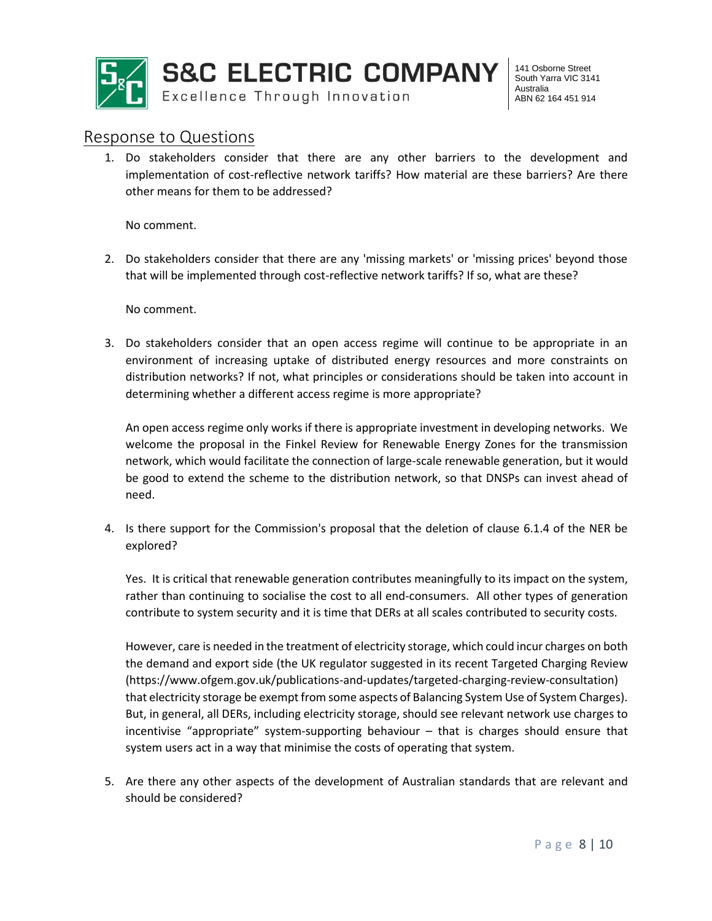## Response to Questions

1. Do stakeholders consider that there are any other barriers to the development and implementation of cost-reflective network tariffs? How material are these barriers? Are there other means for them to be addressed?

   No comment.

2. Do stakeholders consider that there are any 'missing markets' or 'missing prices' beyond those that will be implemented through cost-reflective network tariffs? If so, what are these?

   No comment.

3. Do stakeholders consider that an open access regime will continue to be appropriate in an environment of increasing uptake of distributed energy resources and more constraints on distribution networks? If not, what principles or considerations should be taken into account in determining whether a different access regime is more appropriate?

   An open access regime only works if there is appropriate investment in developing networks. We welcome the proposal in the Finkel Review for Renewable Energy Zones for the transmission network, which would facilitate the connection of large-scale renewable generation, but it would be good to extend the scheme to the distribution network, so that DNSPs can invest ahead of need.

4. Is there support for the Commission's proposal that the deletion of clause 6.1.4 of the NER be explored?

   Yes. It is critical that renewable generation contributes meaningfully to its impact on the system, rather than continuing to socialise the cost to all end-consumers. All other types of generation contribute to system security and it is time that DERs at all scales contributed to security costs.

   However, care is needed in the treatment of electricity storage, which could incur charges on both the demand and export side (the UK regulator suggested in its recent Targeted Charging Review (https://www.ofgem.gov.uk/publications-and-updates/targeted-charging-review-consultation) that electricity storage be exempt from some aspects of Balancing System Use of System Charges). But, in general, all DERs, including electricity storage, should see relevant network use charges to incentivise "appropriate" system-supporting behaviour – that is charges should ensure that system users act in a way that minimise the costs of operating that system.

5. Are there any other aspects of the development of Australian standards that are relevant and should be considered?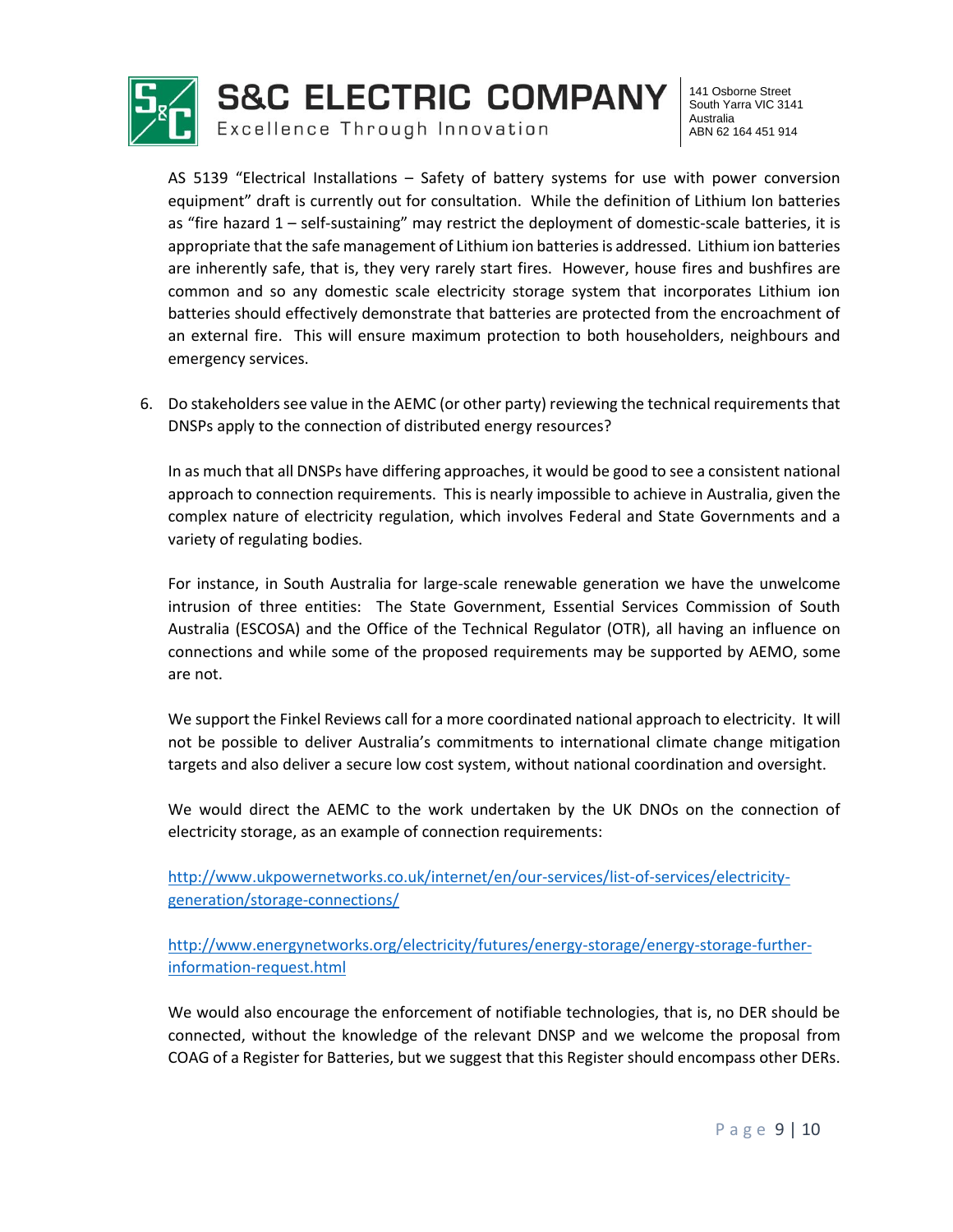AS 5139 "Electrical Installations – Safety of battery systems for use with power conversion equipment" draft is currently out for consultation. While the definition of Lithium Ion batteries as "fire hazard 1 – self-sustaining" may restrict the deployment of domestic-scale batteries, it is appropriate that the safe management of Lithium ion batteries is addressed. Lithium ion batteries are inherently safe, that is, they very rarely start fires. However, house fires and bushfires are common and so any domestic scale electricity storage system that incorporates Lithium ion batteries should effectively demonstrate that batteries are protected from the encroachment of an external fire. This will ensure maximum protection to both householders, neighbours and emergency services.

6. Do stakeholders see value in the AEMC (or other party) reviewing the technical requirements that DNSPs apply to the connection of distributed energy resources?

   In as much that all DNSPs have differing approaches, it would be good to see a consistent national approach to connection requirements. This is nearly impossible to achieve in Australia, given the complex nature of electricity regulation, which involves Federal and State Governments and a variety of regulating bodies.

   For instance, in South Australia for large-scale renewable generation we have the unwelcome intrusion of three entities: The State Government, Essential Services Commission of South Australia (ESCOSA) and the Office of the Technical Regulator (OTR), all having an influence on connections and while some of the proposed requirements may be supported by AEMO, some are not.

   We support the Finkel Reviews call for a more coordinated national approach to electricity. It will not be possible to deliver Australia's commitments to international climate change mitigation targets and also deliver a secure low cost system, without national coordination and oversight.

   We would direct the AEMC to the work undertaken by the UK DNOs on the connection of electricity storage, as an example of connection requirements:

   http://www.ukpowernetworks.co.uk/internet/en/our-services/list-of-services/electricity-generation/storage-connections/

   http://www.energynetworks.org/electricity/futures/energy-storage/energy-storage-further-information-request.html

   We would also encourage the enforcement of notifiable technologies, that is, no DER should be connected, without the knowledge of the relevant DNSP and we welcome the proposal from COAG of a Register for Batteries, but we suggest that this Register should encompass other DERs.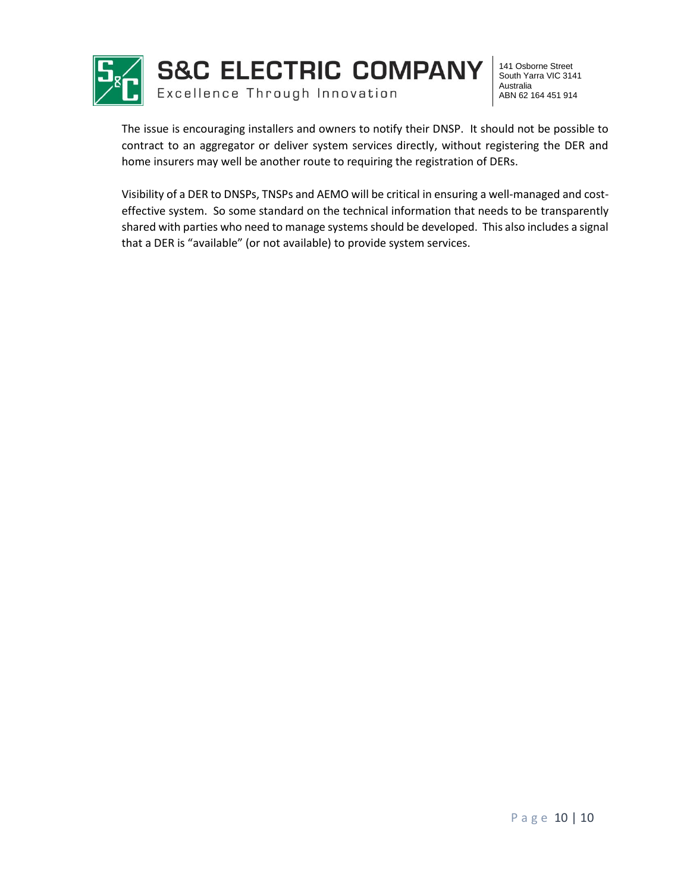The issue is encouraging installers and owners to notify their DNSP. It should not be possible to contract to an aggregator or deliver system services directly, without registering the DER and home insurers may well be another route to requiring the registration of DERs.

Visibility of a DER to DNSPs, TNSPs and AEMO will be critical in ensuring a well-managed and cost-effective system. So some standard on the technical information that needs to be transparently shared with parties who need to manage systems should be developed. This also includes a signal that a DER is "available" (or not available) to provide system services.